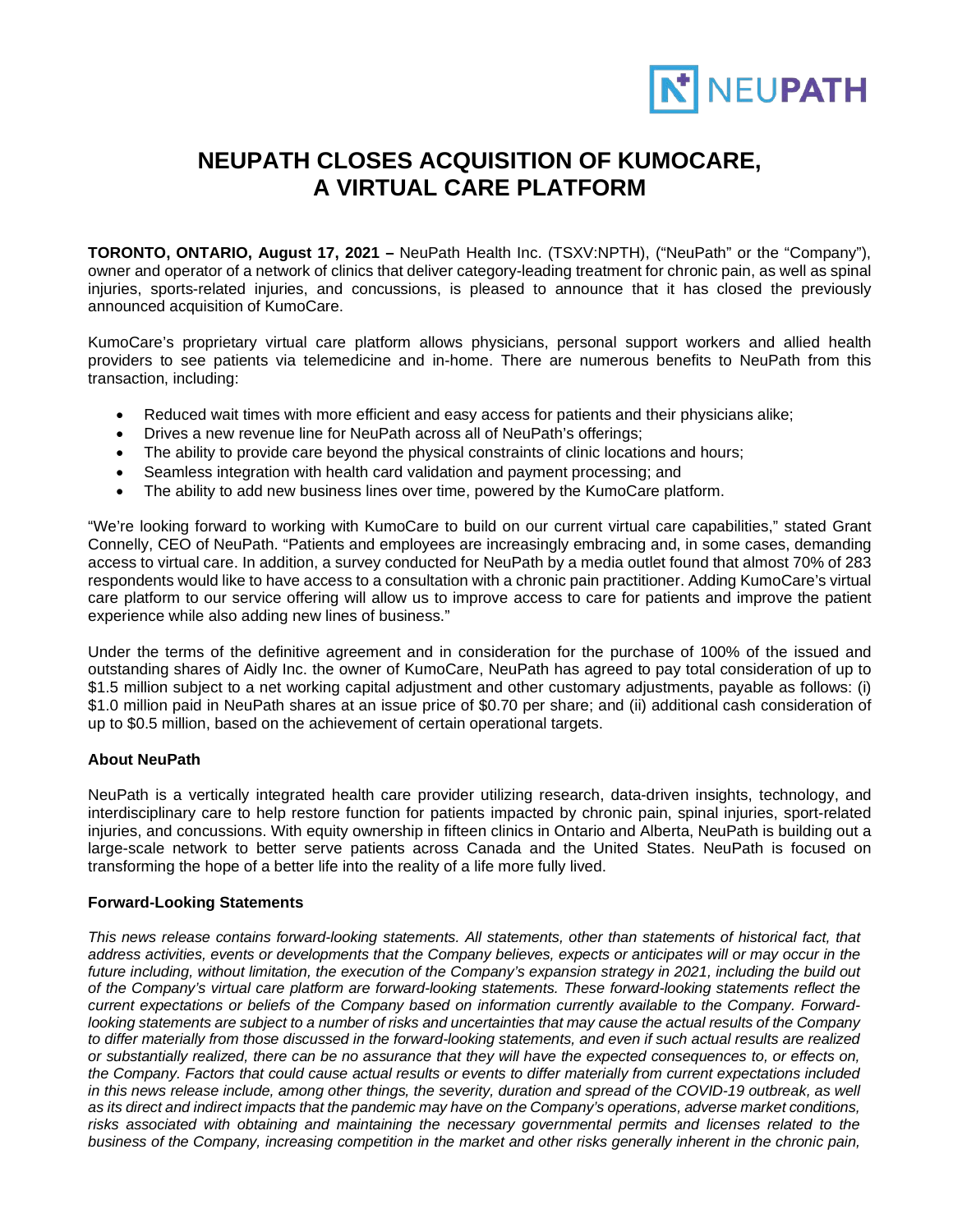# NEUPATH CLOSES ACQUISITION OF KUMOCARE, A VIRTUAL CARE PLATFORM

**TORONTO, ONTARIO, August 17, 2021 –** NeuPath Health Inc. (TSXV:NPTH), ("NeuPath" or the "Company"), owner and operator of a network of clinics that deliver category-leading treatment for chronic pain, as well as spinal injuries, sports-related injuries, and concussions, is pleased to announce that it has closed the previously announced acquisition of KumoCare.

KumoCare's proprietary virtual care platform allows physicians, personal support workers and allied health providers to see patients via telemedicine and in-home. There are numerous benefits to NeuPath from this transaction, including:

- Reduced wait times with more efficient and easy access for patients and their physicians alike;
- Drives a new revenue line for NeuPath across all of NeuPath's offerings;
- The ability to provide care beyond the physical constraints of clinic locations and hours;
- Seamless integration with health card validation and payment processing; and
- The ability to add new business lines over time, powered by the KumoCare platform.

"We're looking forward to working with KumoCare to build on our current virtual care capabilities," stated Grant Connelly, CEO of NeuPath. "Patients and employees are increasingly embracing and, in some cases, demanding access to virtual care. In addition, a survey conducted for NeuPath by a media outlet found that almost 70% of 283 respondents would like to have access to a consultation with a chronic pain practitioner. Adding KumoCare's virtual care platform to our service offering will allow us to improve access to care for patients and improve the patient experience while also adding new lines of business."

Under the terms of the definitive agreement and in consideration for the purchase of 100% of the issued and outstanding shares of Aidly Inc. the owner of KumoCare, NeuPath has agreed to pay total consideration of up to $1.5 million subject to a net working capital adjustment and other customary adjustments, payable as follows: (i) $1.0 million paid in NeuPath shares at an issue price of $0.70 per share; and (ii) additional cash consideration of up to $0.5 million, based on the achievement of certain operational targets.

**About NeuPath**

NeuPath is a vertically integrated health care provider utilizing research, data-driven insights, technology, and interdisciplinary care to help restore function for patients impacted by chronic pain, spinal injuries, sport-related injuries, and concussions. With equity ownership in fifteen clinics in Ontario and Alberta, NeuPath is building out a large-scale network to better serve patients across Canada and the United States. NeuPath is focused on transforming the hope of a better life into the reality of a life more fully lived.

**Forward-Looking Statements**

*This news release contains forward-looking statements. All statements, other than statements of historical fact, that address activities, events or developments that the Company believes, expects or anticipates will or may occur in the future including, without limitation, the execution of the Company's expansion strategy in 2021, including the build out of the Company's virtual care platform are forward-looking statements. These forward-looking statements reflect the current expectations or beliefs of the Company based on information currently available to the Company. Forward-looking statements are subject to a number of risks and uncertainties that may cause the actual results of the Company to differ materially from those discussed in the forward-looking statements, and even if such actual results are realized or substantially realized, there can be no assurance that they will have the expected consequences to, or effects on, the Company. Factors that could cause actual results or events to differ materially from current expectations included in this news release include, among other things, the severity, duration and spread of the COVID-19 outbreak, as well as its direct and indirect impacts that the pandemic may have on the Company's operations, adverse market conditions, risks associated with obtaining and maintaining the necessary governmental permits and licenses related to the business of the Company, increasing competition in the market and other risks generally inherent in the chronic pain,*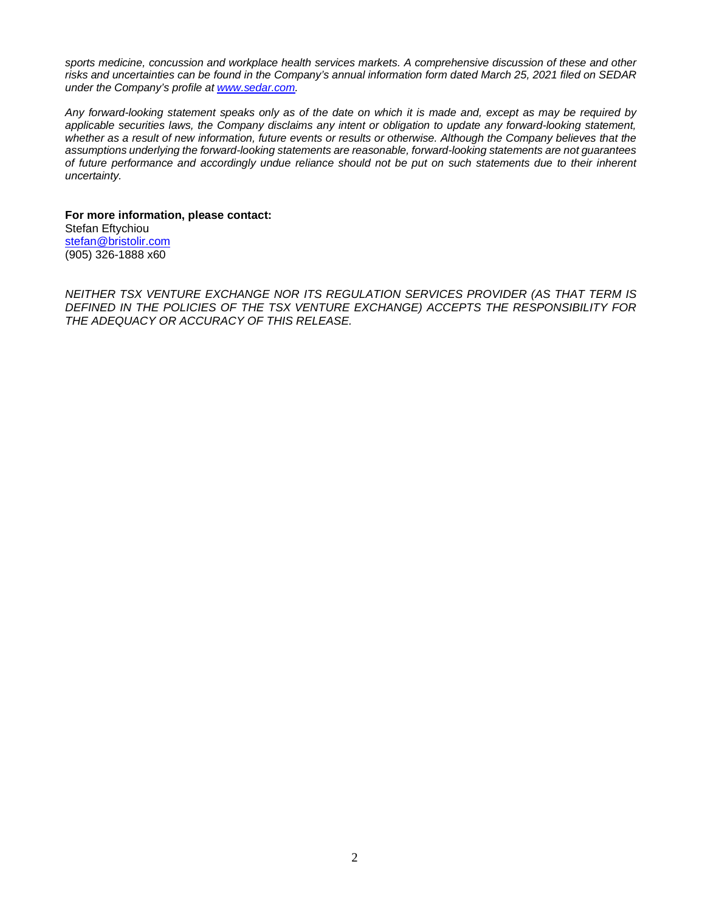*sports medicine, concussion and workplace health services markets. A comprehensive discussion of these and other risks and uncertainties can be found in the Company's annual information form dated March 25, 2021 filed on SEDAR under the Company's profile at [www.sedar.com](http://www.sedar.com).*

*Any forward-looking statement speaks only as of the date on which it is made and, except as may be required by applicable securities laws, the Company disclaims any intent or obligation to update any forward-looking statement, whether as a result of new information, future events or results or otherwise. Although the Company believes that the assumptions underlying the forward-looking statements are reasonable, forward-looking statements are not guarantees of future performance and accordingly undue reliance should not be put on such statements due to their inherent uncertainty.*

**For more information, please contact:**
Stefan Eftychiou
[stefan@bristolir.com](mailto:stefan@bristolir.com)
(905) 326-1888 x60

*NEITHER TSX VENTURE EXCHANGE NOR ITS REGULATION SERVICES PROVIDER (AS THAT TERM IS DEFINED IN THE POLICIES OF THE TSX VENTURE EXCHANGE) ACCEPTS THE RESPONSIBILITY FOR THE ADEQUACY OR ACCURACY OF THIS RELEASE.*